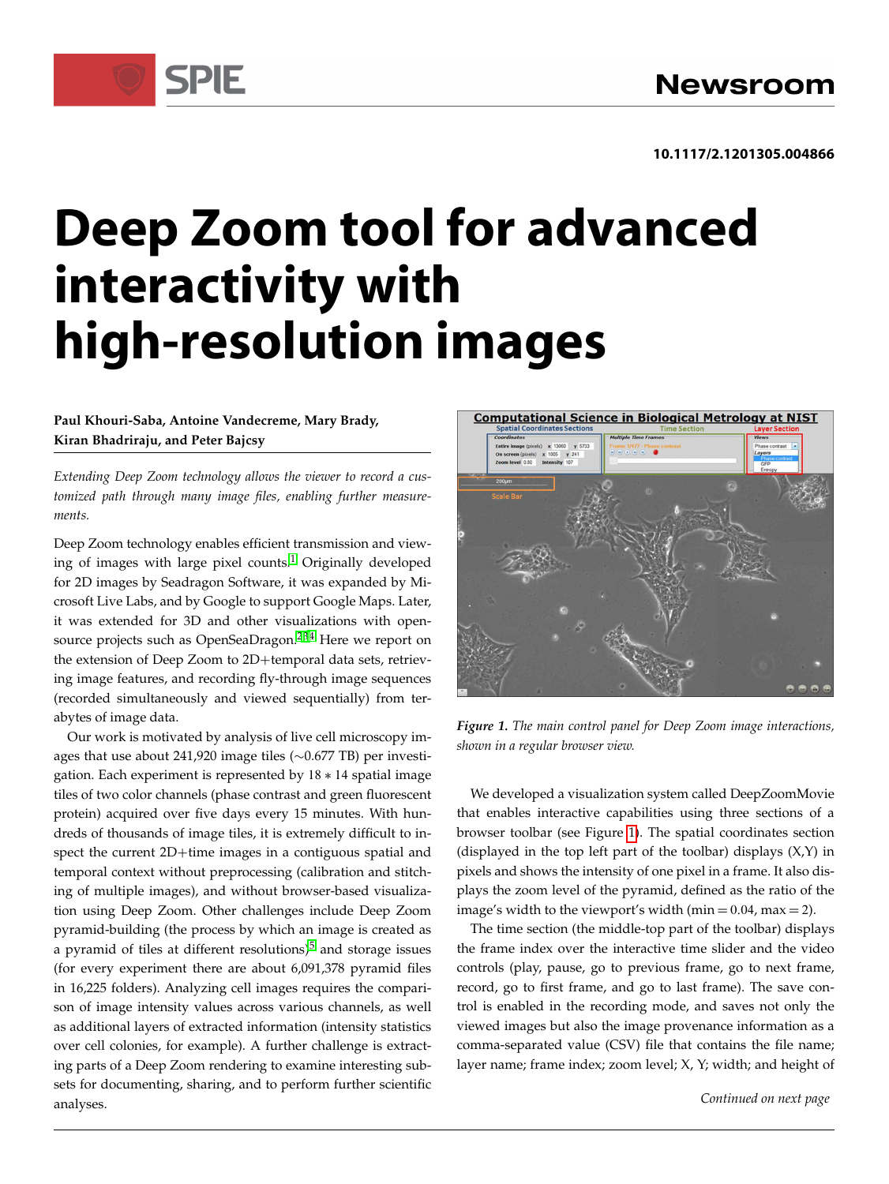10.1117/2.1201305.004866

# Deep Zoom tool for advanced interactivity with high-resolution images

**Paul Khouri-Saba, Antoine Vandecreme, Mary Brady, Kiran Bhadriraju, and Peter Bajcsy**

*Extending Deep Zoom technology allows the viewer to record a customized path through many image files, enabling further measurements.*

Deep Zoom technology enables efficient transmission and viewing of images with large pixel counts.[1] Originally developed for 2D images by Seadragon Software, it was expanded by Microsoft Live Labs, and by Google to support Google Maps. Later, it was extended for 3D and other visualizations with open-source projects such as OpenSeaDragon.[2,3,4] Here we report on the extension of Deep Zoom to 2D+temporal data sets, retrieving image features, and recording fly-through image sequences (recorded simultaneously and viewed sequentially) from terabytes of image data.

Our work is motivated by analysis of live cell microscopy images that use about 241,920 image tiles (~0.677 TB) per investigation. Each experiment is represented by 18 ∗ 14 spatial image tiles of two color channels (phase contrast and green fluorescent protein) acquired over five days every 15 minutes. With hundreds of thousands of image tiles, it is extremely difficult to inspect the current 2D+time images in a contiguous spatial and temporal context without preprocessing (calibration and stitching of multiple images), and without browser-based visualization using Deep Zoom. Other challenges include Deep Zoom pyramid-building (the process by which an image is created as a pyramid of tiles at different resolutions)[5] and storage issues (for every experiment there are about 6,091,378 pyramid files in 16,225 folders). Analyzing cell images requires the comparison of image intensity values across various channels, as well as additional layers of extracted information (intensity statistics over cell colonies, for example). A further challenge is extracting parts of a Deep Zoom rendering to examine interesting subsets for documenting, sharing, and to perform further scientific analyses.

*Figure 1. The main control panel for Deep Zoom image interactions, shown in a regular browser view.*

We developed a visualization system called DeepZoomMovie that enables interactive capabilities using three sections of a browser toolbar (see Figure 1). The spatial coordinates section (displayed in the top left part of the toolbar) displays (X,Y) in pixels and shows the intensity of one pixel in a frame. It also displays the zoom level of the pyramid, defined as the ratio of the image's width to the viewport's width (min = 0.04, max = 2).

The time section (the middle-top part of the toolbar) displays the frame index over the interactive time slider and the video controls (play, pause, go to previous frame, go to next frame, record, go to first frame, and go to last frame). The save control is enabled in the recording mode, and saves not only the viewed images but also the image provenance information as a comma-separated value (CSV) file that contains the file name; layer name; frame index; zoom level; X, Y; width; and height of

*Continued on next page*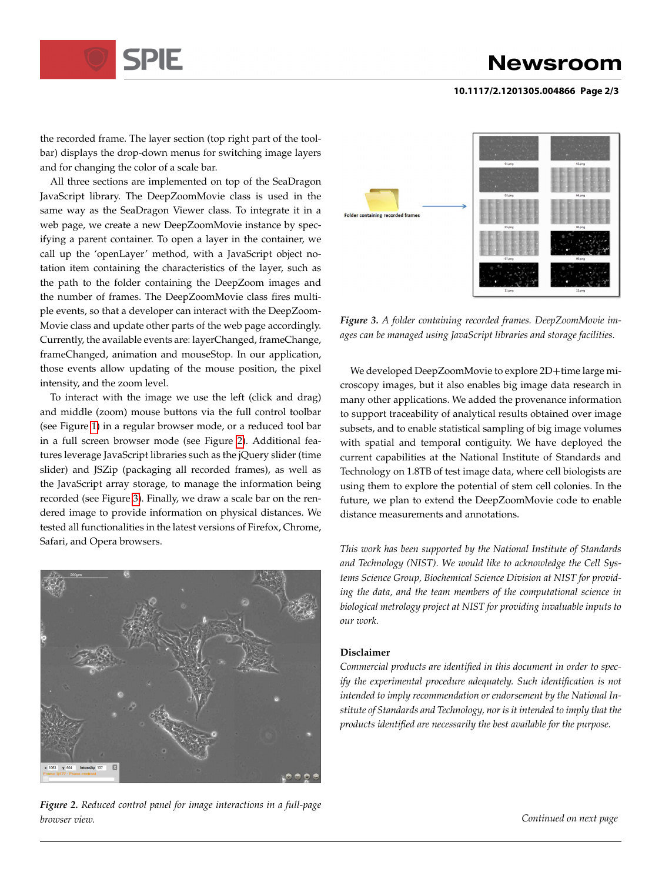the recorded frame. The layer section (top right part of the toolbar) displays the drop-down menus for switching image layers and for changing the color of a scale bar.

All three sections are implemented on top of the SeaDragon JavaScript library. The DeepZoomMovie class is used in the same way as the SeaDragon Viewer class. To integrate it in a web page, we create a new DeepZoomMovie instance by specifying a parent container. To open a layer in the container, we call up the 'openLayer' method, with a JavaScript object notation item containing the characteristics of the layer, such as the path to the folder containing the DeepZoom images and the number of frames. The DeepZoomMovie class fires multiple events, so that a developer can interact with the DeepZoomMovie class and update other parts of the web page accordingly. Currently, the available events are: layerChanged, frameChange, frameChanged, animation and mouseStop. In our application, those events allow updating of the mouse position, the pixel intensity, and the zoom level.

To interact with the image we use the left (click and drag) and middle (zoom) mouse buttons via the full control toolbar (see Figure 1) in a regular browser mode, or a reduced tool bar in a full screen browser mode (see Figure 2). Additional features leverage JavaScript libraries such as the jQuery slider (time slider) and JSZip (packaging all recorded frames), as well as the JavaScript array storage, to manage the information being recorded (see Figure 3). Finally, we draw a scale bar on the rendered image to provide information on physical distances. We tested all functionalities in the latest versions of Firefox, Chrome, Safari, and Opera browsers.

***Figure 2.*** *Reduced control panel for image interactions in a full-page browser view.*

***Figure 3.*** *A folder containing recorded frames. DeepZoomMovie images can be managed using JavaScript libraries and storage facilities.*

We developed DeepZoomMovie to explore 2D+time large microscopy images, but it also enables big image data research in many other applications. We added the provenance information to support traceability of analytical results obtained over image subsets, and to enable statistical sampling of big image volumes with spatial and temporal contiguity. We have deployed the current capabilities at the National Institute of Standards and Technology on 1.8TB of test image data, where cell biologists are using them to explore the potential of stem cell colonies. In the future, we plan to extend the DeepZoomMovie code to enable distance measurements and annotations.

*This work has been supported by the National Institute of Standards and Technology (NIST). We would like to acknowledge the Cell Systems Science Group, Biochemical Science Division at NIST for providing the data, and the team members of the computational science in biological metrology project at NIST for providing invaluable inputs to our work.*

### Disclaimer

*Commercial products are identified in this document in order to specify the experimental procedure adequately. Such identification is not intended to imply recommendation or endorsement by the National Institute of Standards and Technology, nor is it intended to imply that the products identified are necessarily the best available for the purpose.*

*Continued on next page*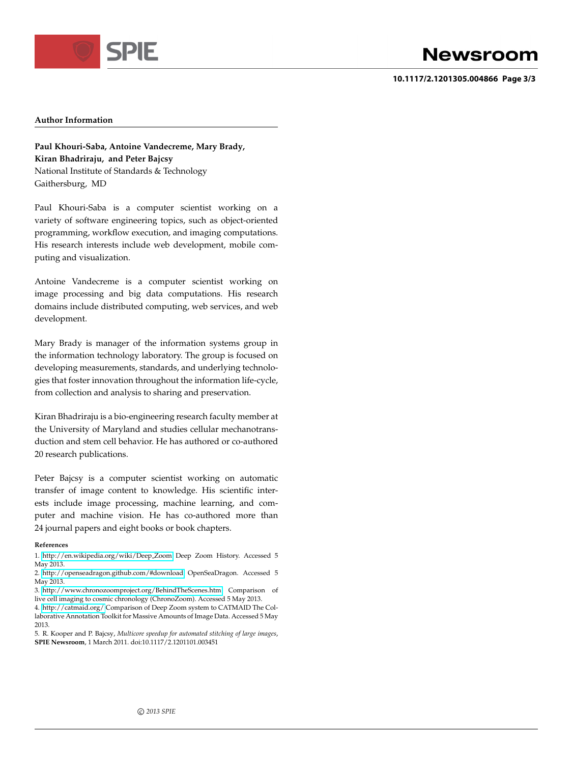## Author Information

**Paul Khouri-Saba, Antoine Vandecreme, Mary Brady, Kiran Bhadriraju, and Peter Bajcsy**
National Institute of Standards & Technology
Gaithersburg, MD

Paul Khouri-Saba is a computer scientist working on a variety of software engineering topics, such as object-oriented programming, workflow execution, and imaging computations. His research interests include web development, mobile computing and visualization.

Antoine Vandecreme is a computer scientist working on image processing and big data computations. His research domains include distributed computing, web services, and web development.

Mary Brady is manager of the information systems group in the information technology laboratory. The group is focused on developing measurements, standards, and underlying technologies that foster innovation throughout the information life-cycle, from collection and analysis to sharing and preservation.

Kiran Bhadriraju is a bio-engineering research faculty member at the University of Maryland and studies cellular mechanotransduction and stem cell behavior. He has authored or co-authored 20 research publications.

Peter Bajcsy is a computer scientist working on automatic transfer of image content to knowledge. His scientific interests include image processing, machine learning, and computer and machine vision. He has co-authored more than 24 journal papers and eight books or book chapters.

#### References

1. http://en.wikipedia.org/wiki/Deep_Zoom Deep Zoom History. Accessed 5 May 2013.
2. http://openseadragon.github.com/#download OpenSeaDragon. Accessed 5 May 2013.
3. http://www.chronozoomproject.org/BehindTheScenes.htm Comparison of live cell imaging to cosmic chronology (ChronoZoom). Accessed 5 May 2013.
4. http://catmaid.org/ Comparison of Deep Zoom system to CATMAID The Collaborative Annotation Toolkit for Massive Amounts of Image Data. Accessed 5 May 2013.
5. R. Kooper and P. Bajcsy, *Multicore speedup for automated stitching of large images*, **SPIE Newsroom**, 1 March 2011. doi:10.1117/2.1201101.003451

© 2013 SPIE